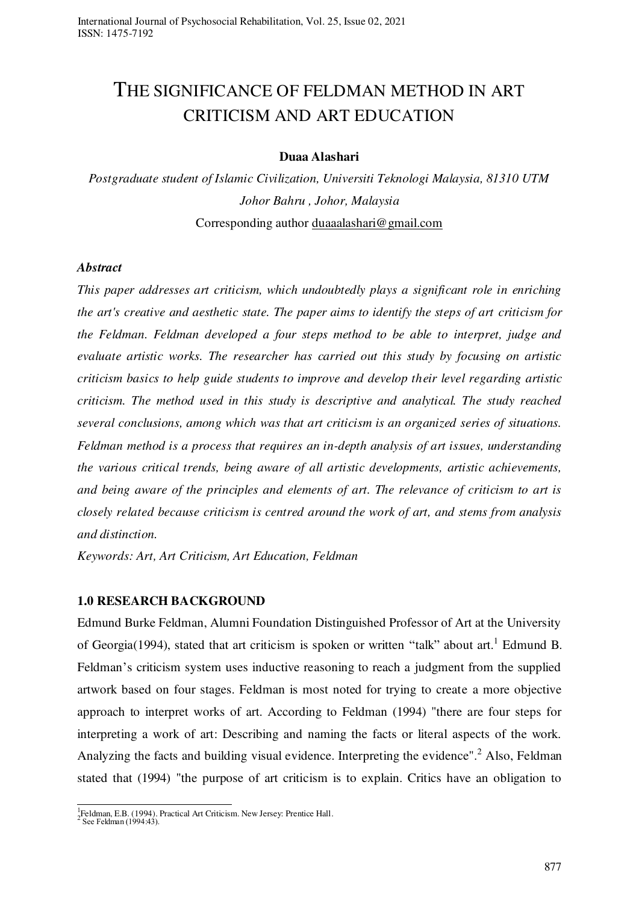# THE SIGNIFICANCE OF FELDMAN METHOD IN ART CRITICISM AND ART EDUCATION

**Duaa Alashari**

*Postgraduate student of Islamic Civilization, Universiti Teknologi Malaysia, 81310 UTM Johor Bahru , Johor, Malaysia*

Corresponding author duaaalashari@gmail.com

***Abstract***

*This paper addresses art criticism, which undoubtedly plays a significant role in enriching the art's creative and aesthetic state. The paper aims to identify the steps of art criticism for the Feldman. Feldman developed a four steps method to be able to interpret, judge and evaluate artistic works. The researcher has carried out this study by focusing on artistic criticism basics to help guide students to improve and develop their level regarding artistic criticism. The method used in this study is descriptive and analytical. The study reached several conclusions, among which was that art criticism is an organized series of situations. Feldman method is a process that requires an in-depth analysis of art issues, understanding the various critical trends, being aware of all artistic developments, artistic achievements, and being aware of the principles and elements of art. The relevance of criticism to art is closely related because criticism is centred around the work of art, and stems from analysis and distinction.*

*Keywords: Art, Art Criticism, Art Education, Feldman*

## 1.0 RESEARCH BACKGROUND

Edmund Burke Feldman, Alumni Foundation Distinguished Professor of Art at the University of Georgia(1994), stated that art criticism is spoken or written "talk" about art.[1] Edmund B. Feldman's criticism system uses inductive reasoning to reach a judgment from the supplied artwork based on four stages. Feldman is most noted for trying to create a more objective approach to interpret works of art. According to Feldman (1994) "there are four steps for interpreting a work of art: Describing and naming the facts or literal aspects of the work. Analyzing the facts and building visual evidence. Interpreting the evidence".[2] Also, Feldman stated that (1994) "the purpose of art criticism is to explain. Critics have an obligation to

[1] Feldman, E.B. (1994). Practical Art Criticism. New Jersey: Prentice Hall.
[2] See Feldman (1994:43).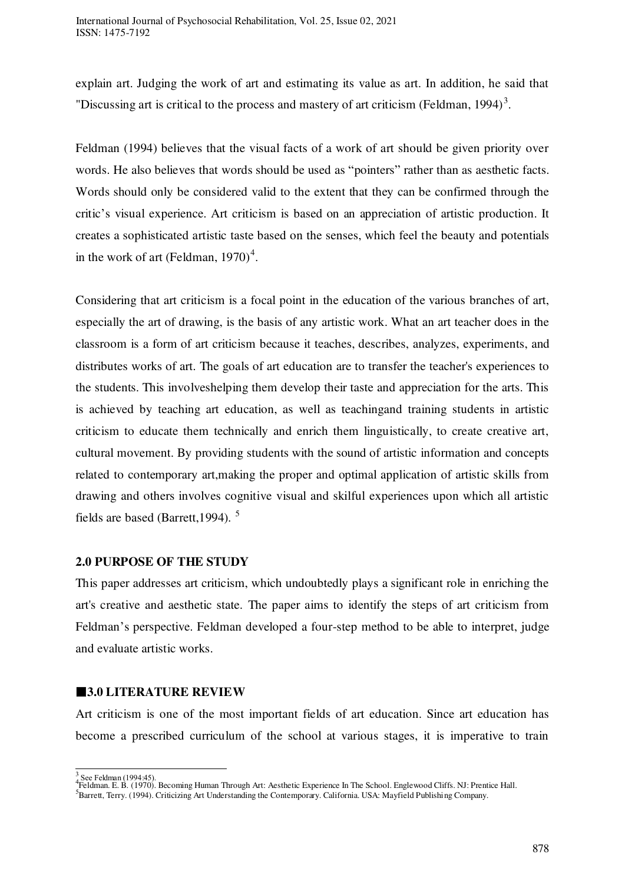explain art. Judging the work of art and estimating its value as art. In addition, he said that "Discussing art is critical to the process and mastery of art criticism (Feldman, 1994)[3].

Feldman (1994) believes that the visual facts of a work of art should be given priority over words. He also believes that words should be used as "pointers" rather than as aesthetic facts. Words should only be considered valid to the extent that they can be confirmed through the critic's visual experience. Art criticism is based on an appreciation of artistic production. It creates a sophisticated artistic taste based on the senses, which feel the beauty and potentials in the work of art (Feldman, 1970)[4].

Considering that art criticism is a focal point in the education of the various branches of art, especially the art of drawing, is the basis of any artistic work. What an art teacher does in the classroom is a form of art criticism because it teaches, describes, analyzes, experiments, and distributes works of art. The goals of art education are to transfer the teacher's experiences to the students. This involveshelping them develop their taste and appreciation for the arts. This is achieved by teaching art education, as well as teachingand training students in artistic criticism to educate them technically and enrich them linguistically, to create creative art, cultural movement. By providing students with the sound of artistic information and concepts related to contemporary art,making the proper and optimal application of artistic skills from drawing and others involves cognitive visual and skilful experiences upon which all artistic fields are based (Barrett,1994). [5]

## 2.0 PURPOSE OF THE STUDY

This paper addresses art criticism, which undoubtedly plays a significant role in enriching the art's creative and aesthetic state. The paper aims to identify the steps of art criticism from Feldman's perspective. Feldman developed a four-step method to be able to interpret, judge and evaluate artistic works.

## ■3.0 LITERATURE REVIEW

Art criticism is one of the most important fields of art education. Since art education has become a prescribed curriculum of the school at various stages, it is imperative to train

---

[3] See Feldman (1994:45).
[4] Feldman. E. B. (1970). Becoming Human Through Art: Aesthetic Experience In The School. Englewood Cliffs. NJ: Prentice Hall.
[5] Barrett, Terry. (1994). Criticizing Art Understanding the Contemporary. California. USA: Mayfield Publishing Company.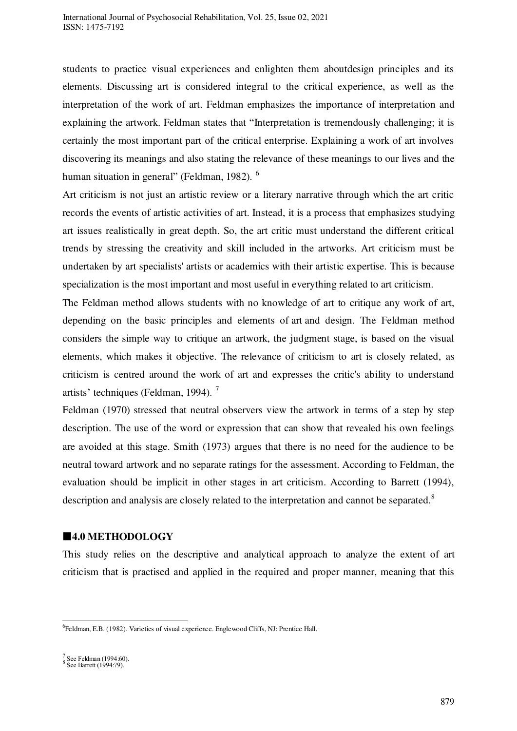students to practice visual experiences and enlighten them aboutdesign principles and its elements. Discussing art is considered integral to the critical experience, as well as the interpretation of the work of art. Feldman emphasizes the importance of interpretation and explaining the artwork. Feldman states that "Interpretation is tremendously challenging; it is certainly the most important part of the critical enterprise. Explaining a work of art involves discovering its meanings and also stating the relevance of these meanings to our lives and the human situation in general" (Feldman, 1982). [6]

Art criticism is not just an artistic review or a literary narrative through which the art critic records the events of artistic activities of art. Instead, it is a process that emphasizes studying art issues realistically in great depth. So, the art critic must understand the different critical trends by stressing the creativity and skill included in the artworks. Art criticism must be undertaken by art specialists' artists or academics with their artistic expertise. This is because specialization is the most important and most useful in everything related to art criticism.

The Feldman method allows students with no knowledge of art to critique any work of art, depending on the basic principles and elements of art and design. The Feldman method considers the simple way to critique an artwork, the judgment stage, is based on the visual elements, which makes it objective. The relevance of criticism to art is closely related, as criticism is centred around the work of art and expresses the critic's ability to understand artists' techniques (Feldman, 1994). [7]

Feldman (1970) stressed that neutral observers view the artwork in terms of a step by step description. The use of the word or expression that can show that revealed his own feelings are avoided at this stage. Smith (1973) argues that there is no need for the audience to be neutral toward artwork and no separate ratings for the assessment. According to Feldman, the evaluation should be implicit in other stages in art criticism. According to Barrett (1994), description and analysis are closely related to the interpretation and cannot be separated.[8]

## ■4.0 METHODOLOGY

This study relies on the descriptive and analytical approach to analyze the extent of art criticism that is practised and applied in the required and proper manner, meaning that this

---

[6] Feldman, E.B. (1982). Varieties of visual experience. Englewood Cliffs, NJ: Prentice Hall.

[7] See Feldman (1994:60).

[8] See Barrett (1994:79).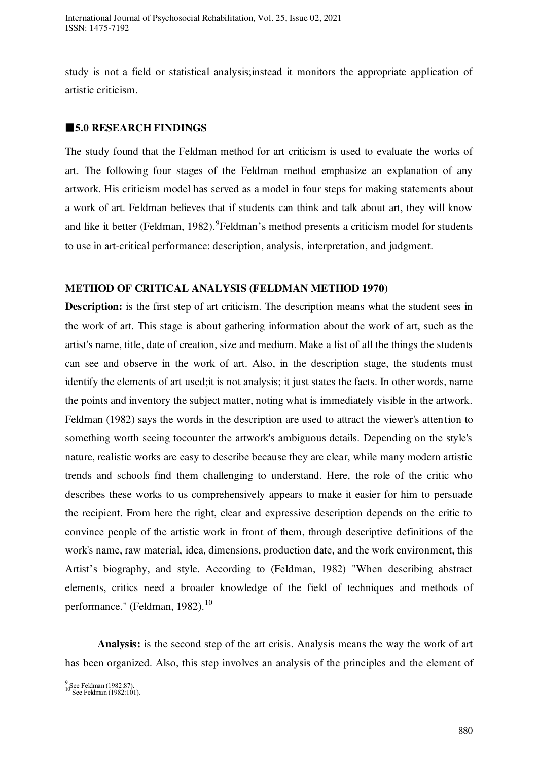study is not a field or statistical analysis;instead it monitors the appropriate application of artistic criticism.

## ■5.0 RESEARCH FINDINGS

The study found that the Feldman method for art criticism is used to evaluate the works of art. The following four stages of the Feldman method emphasize an explanation of any artwork. His criticism model has served as a model in four steps for making statements about a work of art. Feldman believes that if students can think and talk about art, they will know and like it better (Feldman, 1982).[9]Feldman's method presents a criticism model for students to use in art-critical performance: description, analysis, interpretation, and judgment.

### METHOD OF CRITICAL ANALYSIS (FELDMAN METHOD 1970)

**Description:** is the first step of art criticism. The description means what the student sees in the work of art. This stage is about gathering information about the work of art, such as the artist's name, title, date of creation, size and medium. Make a list of all the things the students can see and observe in the work of art. Also, in the description stage, the students must identify the elements of art used;it is not analysis; it just states the facts. In other words, name the points and inventory the subject matter, noting what is immediately visible in the artwork. Feldman (1982) says the words in the description are used to attract the viewer's attention to something worth seeing tocounter the artwork's ambiguous details. Depending on the style's nature, realistic works are easy to describe because they are clear, while many modern artistic trends and schools find them challenging to understand. Here, the role of the critic who describes these works to us comprehensively appears to make it easier for him to persuade the recipient. From here the right, clear and expressive description depends on the critic to convince people of the artistic work in front of them, through descriptive definitions of the work's name, raw material, idea, dimensions, production date, and the work environment, this Artist's biography, and style. According to (Feldman, 1982) "When describing abstract elements, critics need a broader knowledge of the field of techniques and methods of performance." (Feldman, 1982).[10]

**Analysis:** is the second step of the art crisis. Analysis means the way the work of art has been organized. Also, this step involves an analysis of the principles and the element of

[9] See Feldman (1982:87).
[10] See Feldman (1982:101).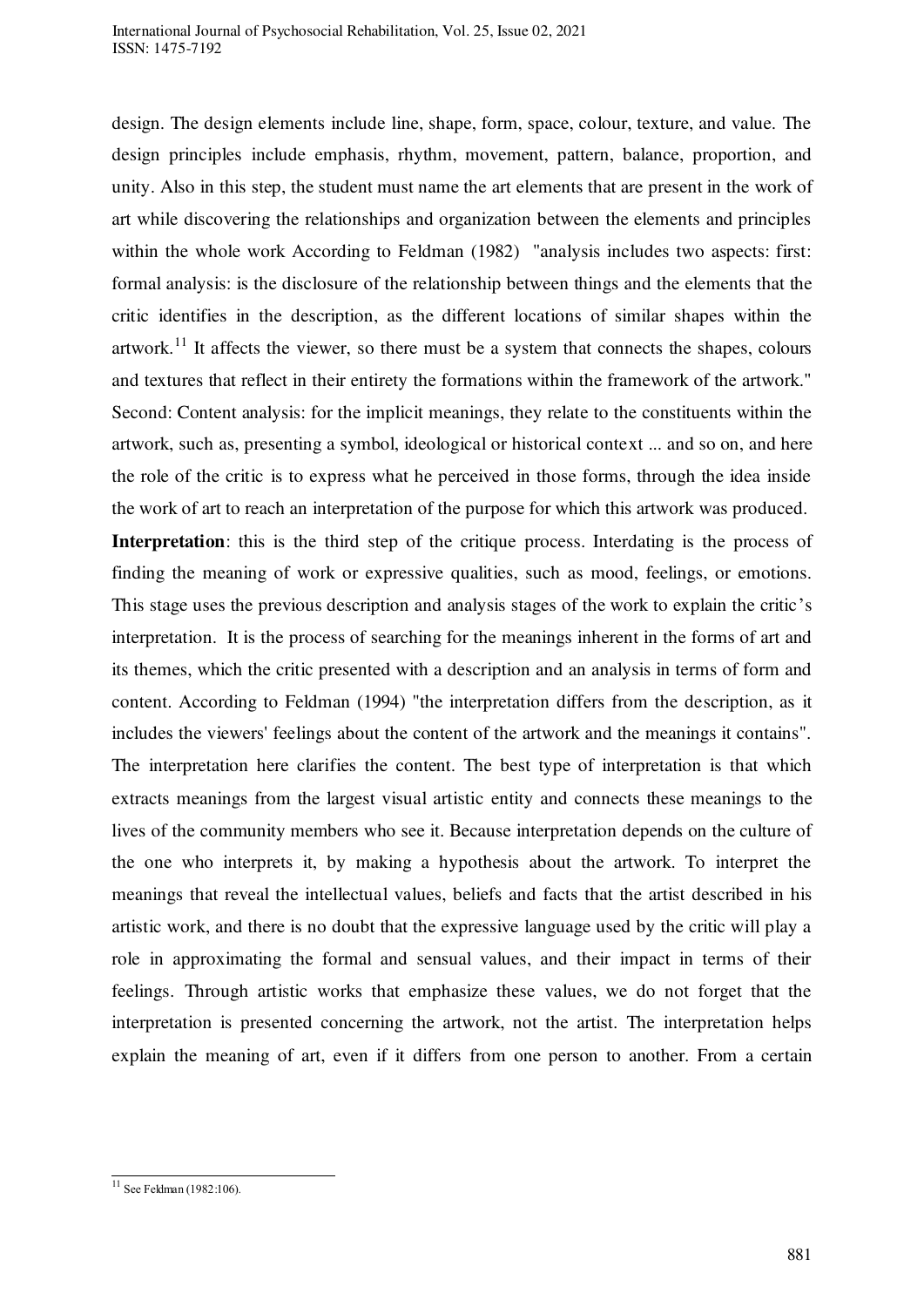design. The design elements include line, shape, form, space, colour, texture, and value. The design principles include emphasis, rhythm, movement, pattern, balance, proportion, and unity. Also in this step, the student must name the art elements that are present in the work of art while discovering the relationships and organization between the elements and principles within the whole work According to Feldman (1982) "analysis includes two aspects: first: formal analysis: is the disclosure of the relationship between things and the elements that the critic identifies in the description, as the different locations of similar shapes within the artwork.[11] It affects the viewer, so there must be a system that connects the shapes, colours and textures that reflect in their entirety the formations within the framework of the artwork." Second: Content analysis: for the implicit meanings, they relate to the constituents within the artwork, such as, presenting a symbol, ideological or historical context ... and so on, and here the role of the critic is to express what he perceived in those forms, through the idea inside the work of art to reach an interpretation of the purpose for which this artwork was produced.

**Interpretation**: this is the third step of the critique process. Interdating is the process of finding the meaning of work or expressive qualities, such as mood, feelings, or emotions. This stage uses the previous description and analysis stages of the work to explain the critic's interpretation. It is the process of searching for the meanings inherent in the forms of art and its themes, which the critic presented with a description and an analysis in terms of form and content. According to Feldman (1994) "the interpretation differs from the description, as it includes the viewers' feelings about the content of the artwork and the meanings it contains". The interpretation here clarifies the content. The best type of interpretation is that which extracts meanings from the largest visual artistic entity and connects these meanings to the lives of the community members who see it. Because interpretation depends on the culture of the one who interprets it, by making a hypothesis about the artwork. To interpret the meanings that reveal the intellectual values, beliefs and facts that the artist described in his artistic work, and there is no doubt that the expressive language used by the critic will play a role in approximating the formal and sensual values, and their impact in terms of their feelings. Through artistic works that emphasize these values, we do not forget that the interpretation is presented concerning the artwork, not the artist. The interpretation helps explain the meaning of art, even if it differs from one person to another. From a certain

---

[11] See Feldman (1982:106).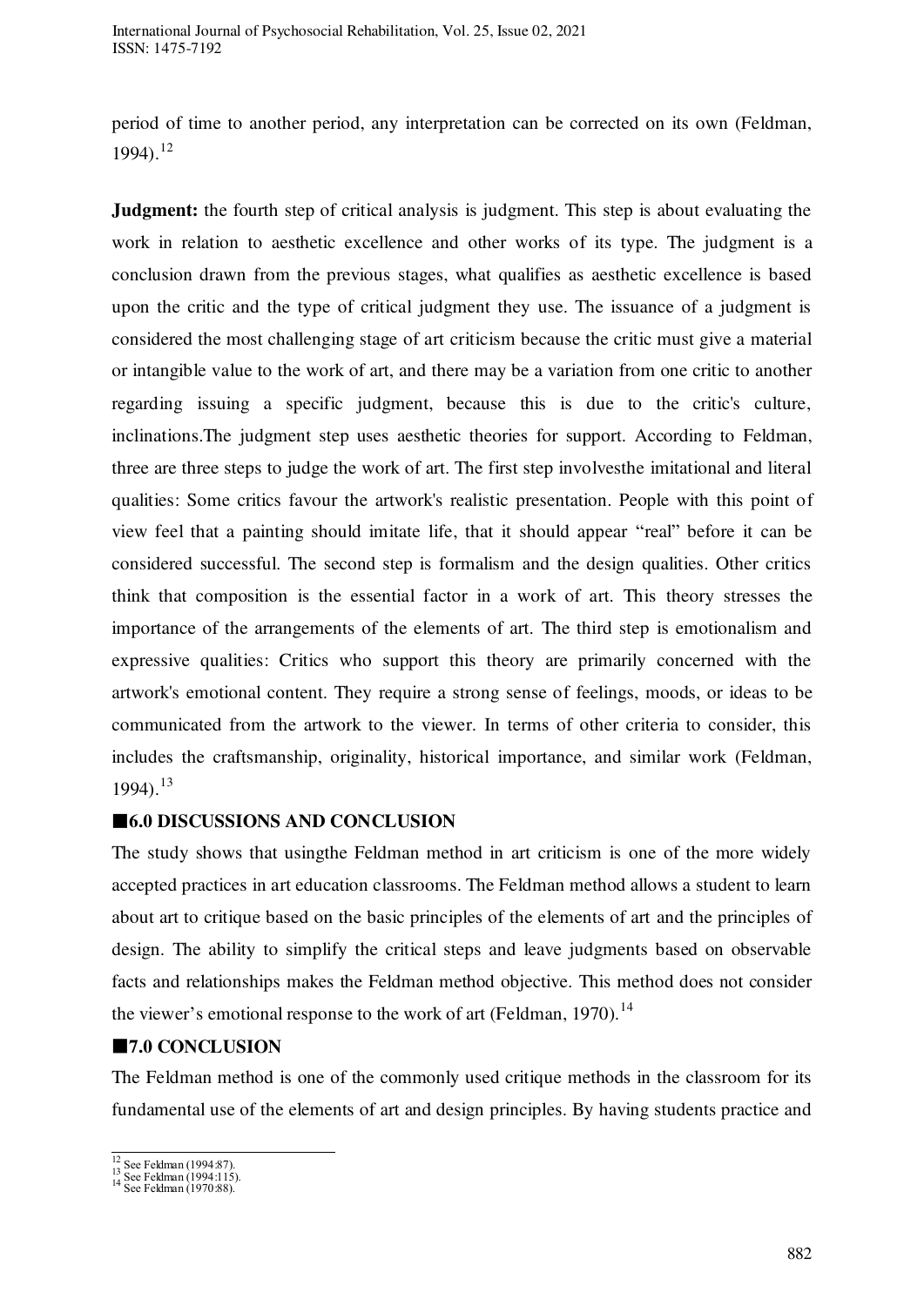period of time to another period, any interpretation can be corrected on its own (Feldman, 1994).[12]

**Judgment:** the fourth step of critical analysis is judgment. This step is about evaluating the work in relation to aesthetic excellence and other works of its type. The judgment is a conclusion drawn from the previous stages, what qualifies as aesthetic excellence is based upon the critic and the type of critical judgment they use. The issuance of a judgment is considered the most challenging stage of art criticism because the critic must give a material or intangible value to the work of art, and there may be a variation from one critic to another regarding issuing a specific judgment, because this is due to the critic's culture, inclinations.The judgment step uses aesthetic theories for support. According to Feldman, three are three steps to judge the work of art. The first step involvesthe imitational and literal qualities: Some critics favour the artwork's realistic presentation. People with this point of view feel that a painting should imitate life, that it should appear "real" before it can be considered successful. The second step is formalism and the design qualities. Other critics think that composition is the essential factor in a work of art. This theory stresses the importance of the arrangements of the elements of art. The third step is emotionalism and expressive qualities: Critics who support this theory are primarily concerned with the artwork's emotional content. They require a strong sense of feelings, moods, or ideas to be communicated from the artwork to the viewer. In terms of other criteria to consider, this includes the craftsmanship, originality, historical importance, and similar work (Feldman, 1994).[13]

## ■6.0 DISCUSSIONS AND CONCLUSION

The study shows that usingthe Feldman method in art criticism is one of the more widely accepted practices in art education classrooms. The Feldman method allows a student to learn about art to critique based on the basic principles of the elements of art and the principles of design. The ability to simplify the critical steps and leave judgments based on observable facts and relationships makes the Feldman method objective. This method does not consider the viewer's emotional response to the work of art (Feldman, 1970).[14]

## ■7.0 CONCLUSION

The Feldman method is one of the commonly used critique methods in the classroom for its fundamental use of the elements of art and design principles. By having students practice and

[12] See Feldman (1994:87).
[13] See Feldman (1994:115).
[14] See Feldman (1970:88).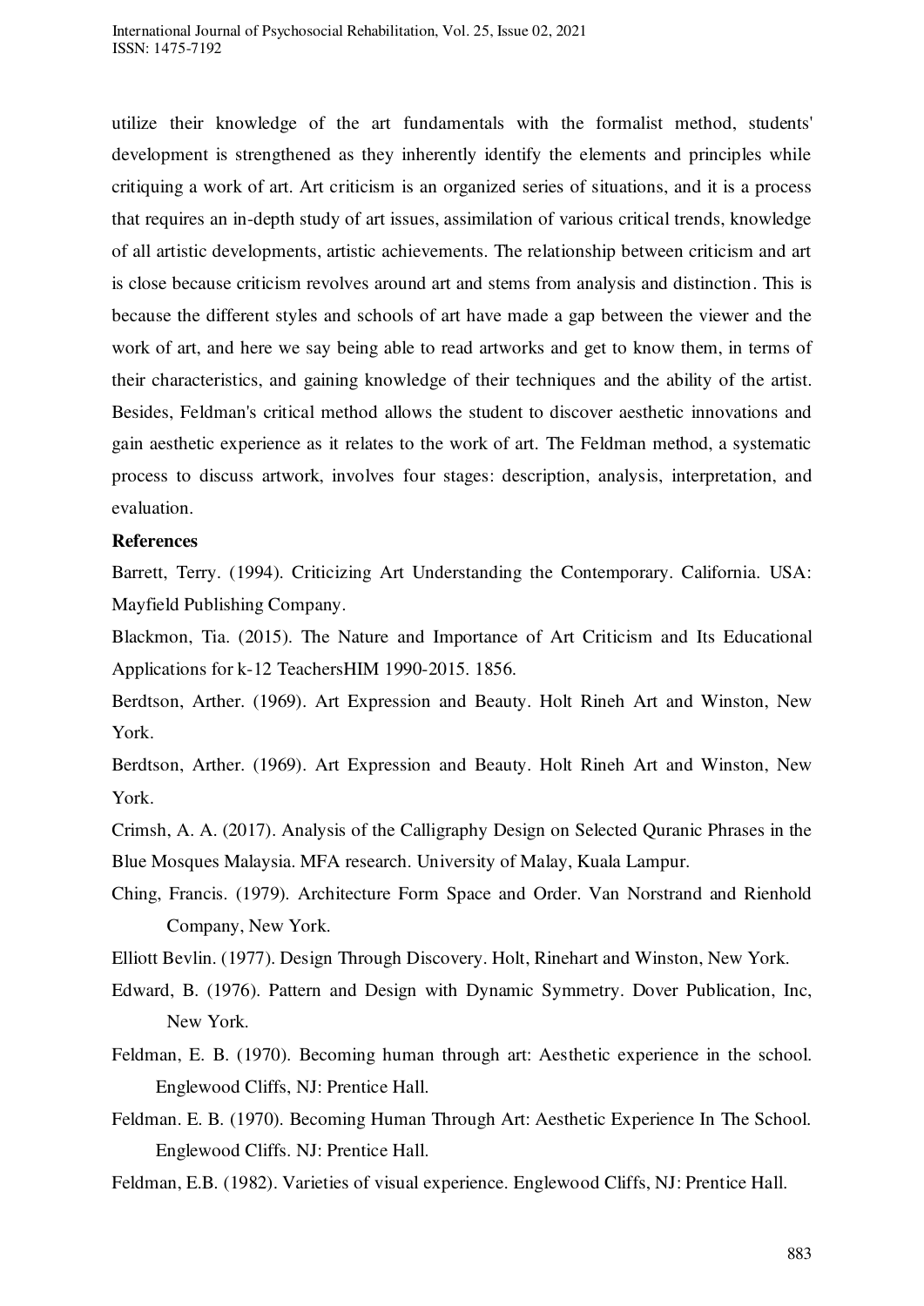utilize their knowledge of the art fundamentals with the formalist method, students' development is strengthened as they inherently identify the elements and principles while critiquing a work of art. Art criticism is an organized series of situations, and it is a process that requires an in-depth study of art issues, assimilation of various critical trends, knowledge of all artistic developments, artistic achievements. The relationship between criticism and art is close because criticism revolves around art and stems from analysis and distinction. This is because the different styles and schools of art have made a gap between the viewer and the work of art, and here we say being able to read artworks and get to know them, in terms of their characteristics, and gaining knowledge of their techniques and the ability of the artist. Besides, Feldman's critical method allows the student to discover aesthetic innovations and gain aesthetic experience as it relates to the work of art. The Feldman method, a systematic process to discuss artwork, involves four stages: description, analysis, interpretation, and evaluation.

**References**

Barrett, Terry. (1994). Criticizing Art Understanding the Contemporary. California. USA: Mayfield Publishing Company.

Blackmon, Tia. (2015). The Nature and Importance of Art Criticism and Its Educational Applications for k-12 TeachersHIM 1990-2015. 1856.

Berdtson, Arther. (1969). Art Expression and Beauty. Holt Rineh Art and Winston, New York.

Berdtson, Arther. (1969). Art Expression and Beauty. Holt Rineh Art and Winston, New York.

Crimsh, A. A. (2017). Analysis of the Calligraphy Design on Selected Quranic Phrases in the Blue Mosques Malaysia. MFA research. University of Malay, Kuala Lampur.

Ching, Francis. (1979). Architecture Form Space and Order. Van Norstrand and Rienhold Company, New York.

Elliott Bevlin. (1977). Design Through Discovery. Holt, Rinehart and Winston, New York.

Edward, B. (1976). Pattern and Design with Dynamic Symmetry. Dover Publication, Inc, New York.

Feldman, E. B. (1970). Becoming human through art: Aesthetic experience in the school. Englewood Cliffs, NJ: Prentice Hall.

Feldman. E. B. (1970). Becoming Human Through Art: Aesthetic Experience In The School. Englewood Cliffs. NJ: Prentice Hall.

Feldman, E.B. (1982). Varieties of visual experience. Englewood Cliffs, NJ: Prentice Hall.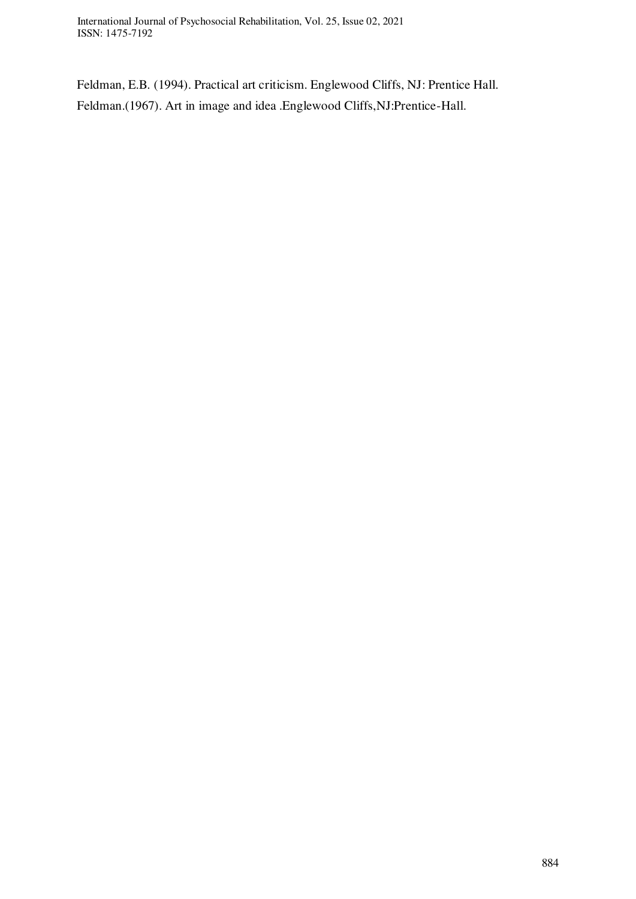Feldman, E.B. (1994). Practical art criticism. Englewood Cliffs, NJ: Prentice Hall.

Feldman.(1967). Art in image and idea .Englewood Cliffs,NJ:Prentice-Hall.